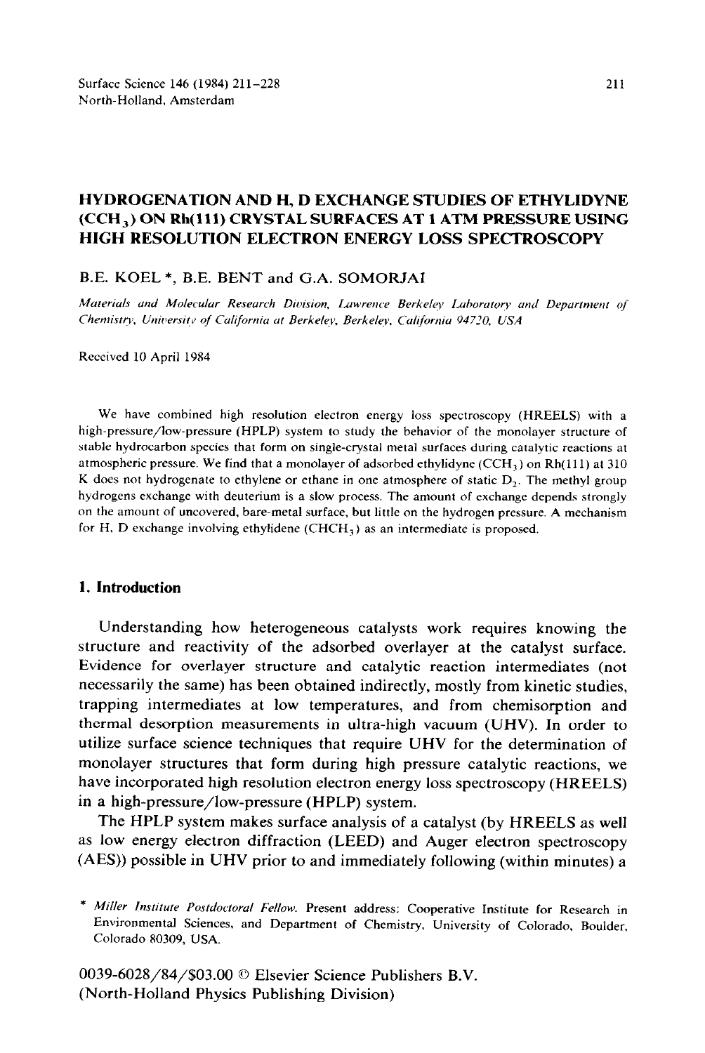# HYDROGENATION AND H, D EXCHANGE STUDIES OF ETHYLIDYNE ($CCH_3$) ON Rh(111) CRYSTAL SURFACES AT 1 ATM PRESSURE USING HIGH RESOLUTION ELECTRON ENERGY LOSS SPECTROSCOPY

B.E. KOEL *, B.E. BENT and G.A. SOMORJAI

*Materials and Molecular Research Division, Lawrence Berkeley Laboratory and Department of Chemistry, University of California at Berkeley, Berkeley, California 94720, USA*

Received 10 April 1984

We have combined high resolution electron energy loss spectroscopy (HREELS) with a high-pressure/low-pressure (HPLP) system to study the behavior of the monolayer structure of stable hydrocarbon species that form on single-crystal metal surfaces during catalytic reactions at atmospheric pressure. We find that a monolayer of adsorbed ethylidyne ($CCH_3$) on Rh(111) at 310 K does not hydrogenate to ethylene or ethane in one atmosphere of static $D_2$. The methyl group hydrogens exchange with deuterium is a slow process. The amount of exchange depends strongly on the amount of uncovered, bare-metal surface, but little on the hydrogen pressure. A mechanism for H, D exchange involving ethylidene ($CHCH_3$) as an intermediate is proposed.

## 1. Introduction

Understanding how heterogeneous catalysts work requires knowing the structure and reactivity of the adsorbed overlayer at the catalyst surface. Evidence for overlayer structure and catalytic reaction intermediates (not necessarily the same) has been obtained indirectly, mostly from kinetic studies, trapping intermediates at low temperatures, and from chemisorption and thermal desorption measurements in ultra-high vacuum (UHV). In order to utilize surface science techniques that require UHV for the determination of monolayer structures that form during high pressure catalytic reactions, we have incorporated high resolution electron energy loss spectroscopy (HREELS) in a high-pressure/low-pressure (HPLP) system.

The HPLP system makes surface analysis of a catalyst (by HREELS as well as low energy electron diffraction (LEED) and Auger electron spectroscopy (AES)) possible in UHV prior to and immediately following (within minutes) a

\* *Miller Institute Postdoctoral Fellow.* Present address: Cooperative Institute for Research in Environmental Sciences, and Department of Chemistry, University of Colorado, Boulder, Colorado 80309, USA.

0039-6028/84/$03.00 © Elsevier Science Publishers B.V. (North-Holland Physics Publishing Division)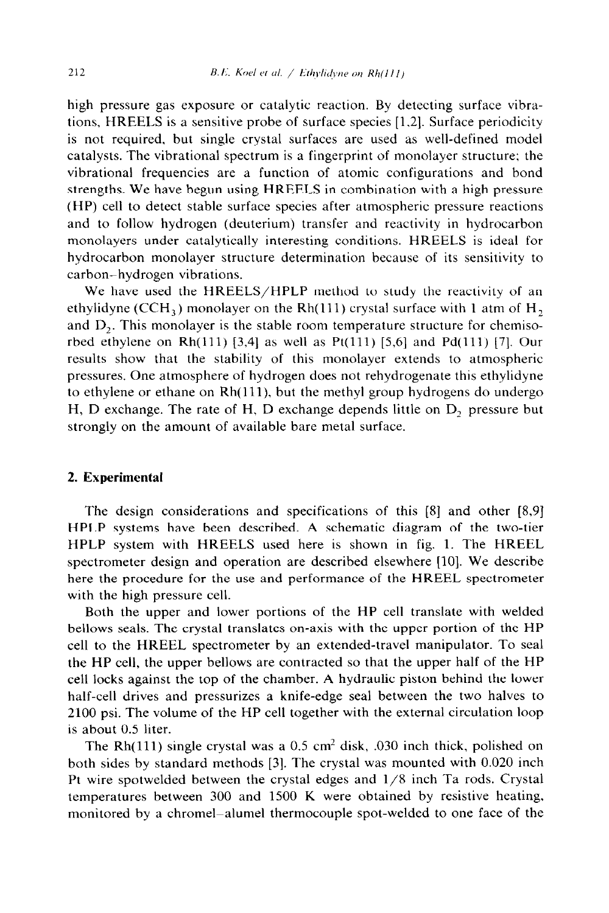high pressure gas exposure or catalytic reaction. By detecting surface vibrations, HREELS is a sensitive probe of surface species [1,2]. Surface periodicity is not required, but single crystal surfaces are used as well-defined model catalysts. The vibrational spectrum is a fingerprint of monolayer structure; the vibrational frequencies are a function of atomic configurations and bond strengths. We have begun using HREELS in combination with a high pressure (HP) cell to detect stable surface species after atmospheric pressure reactions and to follow hydrogen (deuterium) transfer and reactivity in hydrocarbon monolayers under catalytically interesting conditions. HREELS is ideal for hydrocarbon monolayer structure determination because of its sensitivity to carbon–hydrogen vibrations.

We have used the HREELS/HPLP method to study the reactivity of an ethylidyne ($CCH_3$) monolayer on the Rh(111) crystal surface with 1 atm of $H_2$ and $D_2$. This monolayer is the stable room temperature structure for chemisorbed ethylene on Rh(111) [3,4] as well as Pt(111) [5,6] and Pd(111) [7]. Our results show that the stability of this monolayer extends to atmospheric pressures. One atmosphere of hydrogen does not rehydrogenate this ethylidyne to ethylene or ethane on Rh(111), but the methyl group hydrogens do undergo H, D exchange. The rate of H, D exchange depends little on $D_2$ pressure but strongly on the amount of available bare metal surface.

## 2. Experimental

The design considerations and specifications of this [8] and other [8,9] HPLP systems have been described. A schematic diagram of the two-tier HPLP system with HREELS used here is shown in fig. 1. The HREEL spectrometer design and operation are described elsewhere [10]. We describe here the procedure for the use and performance of the HREEL spectrometer with the high pressure cell.

Both the upper and lower portions of the HP cell translate with welded bellows seals. The crystal translates on-axis with the upper portion of the HP cell to the HREEL spectrometer by an extended-travel manipulator. To seal the HP cell, the upper bellows are contracted so that the upper half of the HP cell locks against the top of the chamber. A hydraulic piston behind the lower half-cell drives and pressurizes a knife-edge seal between the two halves to 2100 psi. The volume of the HP cell together with the external circulation loop is about 0.5 liter.

The Rh(111) single crystal was a 0.5 $cm^2$ disk, .030 inch thick, polished on both sides by standard methods [3]. The crystal was mounted with 0.020 inch Pt wire spotwelded between the crystal edges and 1/8 inch Ta rods. Crystal temperatures between 300 and 1500 K were obtained by resistive heating, monitored by a chromel–alumel thermocouple spot-welded to one face of the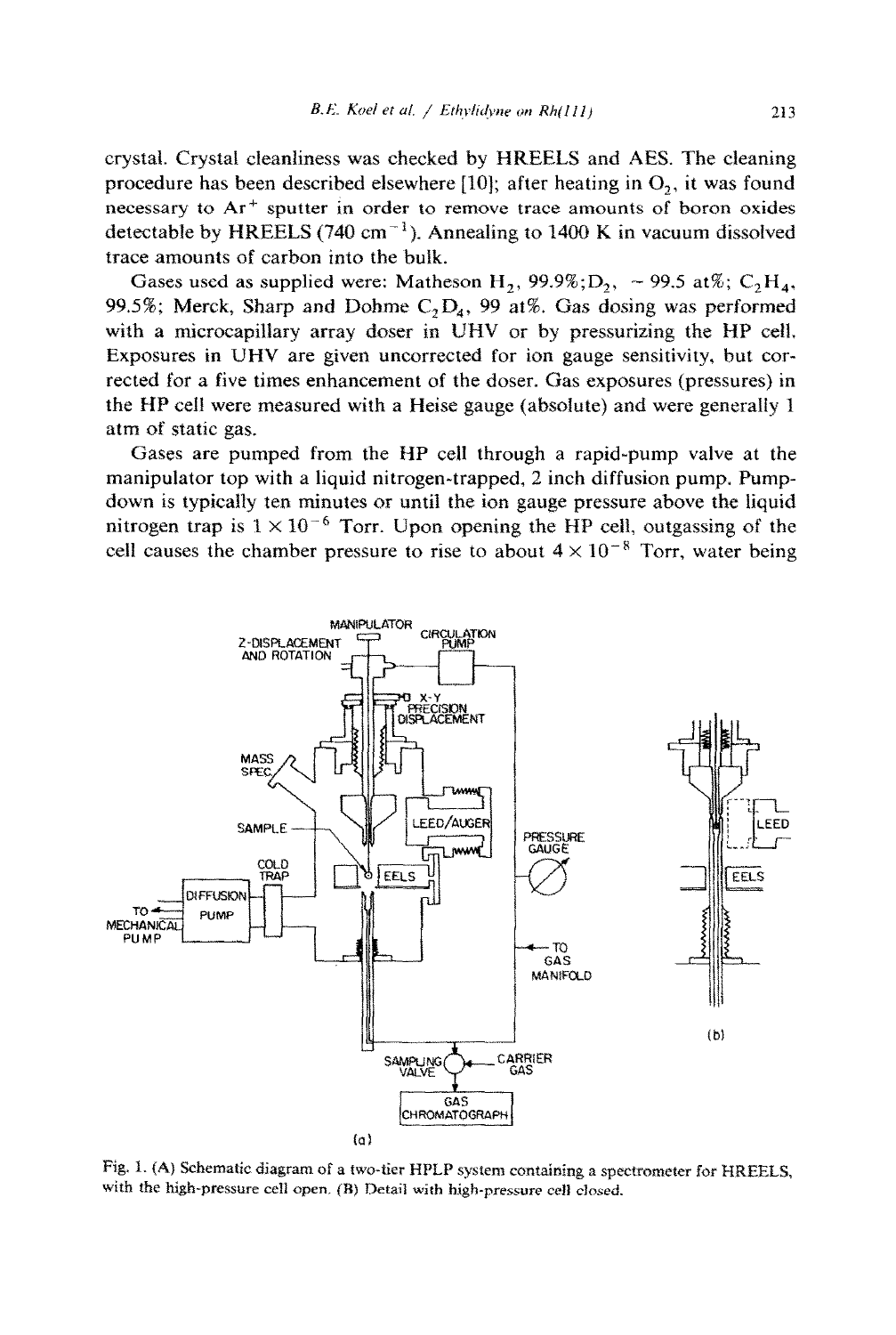crystal. Crystal cleanliness was checked by HREELS and AES. The cleaning procedure has been described elsewhere [10]; after heating in $O_2$, it was found necessary to $Ar^+$ sputter in order to remove trace amounts of boron oxides detectable by HREELS (740 $cm^{-1}$). Annealing to 1400 K in vacuum dissolved trace amounts of carbon into the bulk.

Gases used as supplied were: Matheson $H_2$, 99.9%; $D_2$, ~ 99.5 at%; $C_2H_4$, 99.5%; Merck, Sharp and Dohme $C_2D_4$, 99 at%. Gas dosing was performed with a microcapillary array doser in UHV or by pressurizing the HP cell. Exposures in UHV are given uncorrected for ion gauge sensitivity, but corrected for a five times enhancement of the doser. Gas exposures (pressures) in the HP cell were measured with a Heise gauge (absolute) and were generally 1 atm of static gas.

Gases are pumped from the HP cell through a rapid-pump valve at the manipulator top with a liquid nitrogen-trapped, 2 inch diffusion pump. Pump-down is typically ten minutes or until the ion gauge pressure above the liquid nitrogen trap is $1 \times 10^{-6}$ Torr. Upon opening the HP cell, outgassing of the cell causes the chamber pressure to rise to about $4 \times 10^{-8}$ Torr, water being

Fig. 1. (A) Schematic diagram of a two-tier HPLP system containing a spectrometer for HREELS, with the high-pressure cell open. (B) Detail with high-pressure cell closed.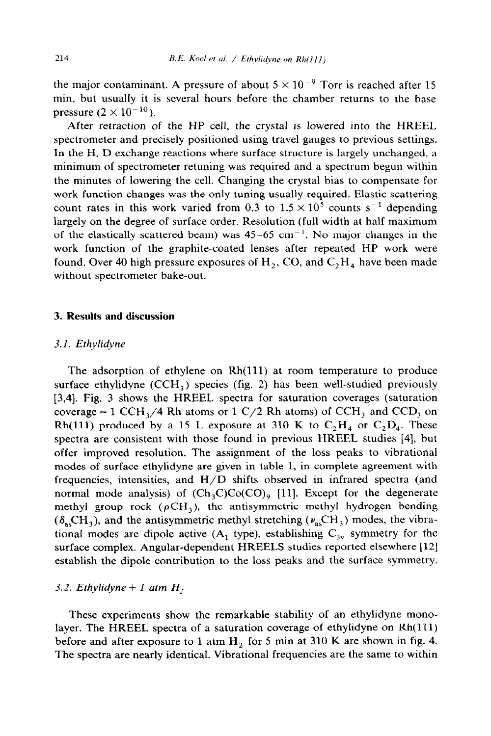the major contaminant. A pressure of about $5 \times 10^{-9}$ Torr is reached after 15 min, but usually it is several hours before the chamber returns to the base pressure ($2 \times 10^{-10}$).

After retraction of the HP cell, the crystal is lowered into the HREEL spectrometer and precisely positioned using travel gauges to previous settings. In the H, D exchange reactions where surface structure is largely unchanged, a minimum of spectrometer retuning was required and a spectrum begun within the minutes of lowering the cell. Changing the crystal bias to compensate for work function changes was the only tuning usually required. Elastic scattering count rates in this work varied from 0.3 to $1.5 \times 10^5$ counts $s^{-1}$ depending largely on the degree of surface order. Resolution (full width at half maximum of the elastically scattered beam) was 45–65 $cm^{-1}$. No major changes in the work function of the graphite-coated lenses after repeated HP work were found. Over 40 high pressure exposures of $H_2$, CO, and $C_2H_4$ have been made without spectrometer bake-out.

## 3. Results and discussion

### *3.1. Ethylidyne*

The adsorption of ethylene on Rh(111) at room temperature to produce surface ethylidyne ($CCH_3$) species (fig. 2) has been well-studied previously [3,4]. Fig. 3 shows the HREEL spectra for saturation coverages (saturation coverage = 1 $CCH_3$/4 Rh atoms or 1 C/2 Rh atoms) of $CCH_3$ and $CCD_3$ on Rh(111) produced by a 15 L exposure at 310 K to $C_2H_4$ or $C_2D_4$. These spectra are consistent with those found in previous HREEL studies [4], but offer improved resolution. The assignment of the loss peaks to vibrational modes of surface ethylidyne are given in table 1, in complete agreement with frequencies, intensities, and H/D shifts observed in infrared spectra (and normal mode analysis) of $(Ch_3C)Co(CO)_9$ [11]. Except for the degenerate methyl group rock ($\rho CH_3$), the antisymmetric methyl hydrogen bending ($\delta_{as}CH_3$), and the antisymmetric methyl stretching ($\nu_{as}CH_3$) modes, the vibrational modes are dipole active ($A_1$ type), establishing $C_{3v}$ symmetry for the surface complex. Angular-dependent HREELS studies reported elsewhere [12] establish the dipole contribution to the loss peaks and the surface symmetry.

### *3.2. Ethylidyne + 1 atm $H_2$*

These experiments show the remarkable stability of an ethylidyne monolayer. The HREEL spectra of a saturation coverage of ethylidyne on Rh(111) before and after exposure to 1 atm $H_2$ for 5 min at 310 K are shown in fig. 4. The spectra are nearly identical. Vibrational frequencies are the same to within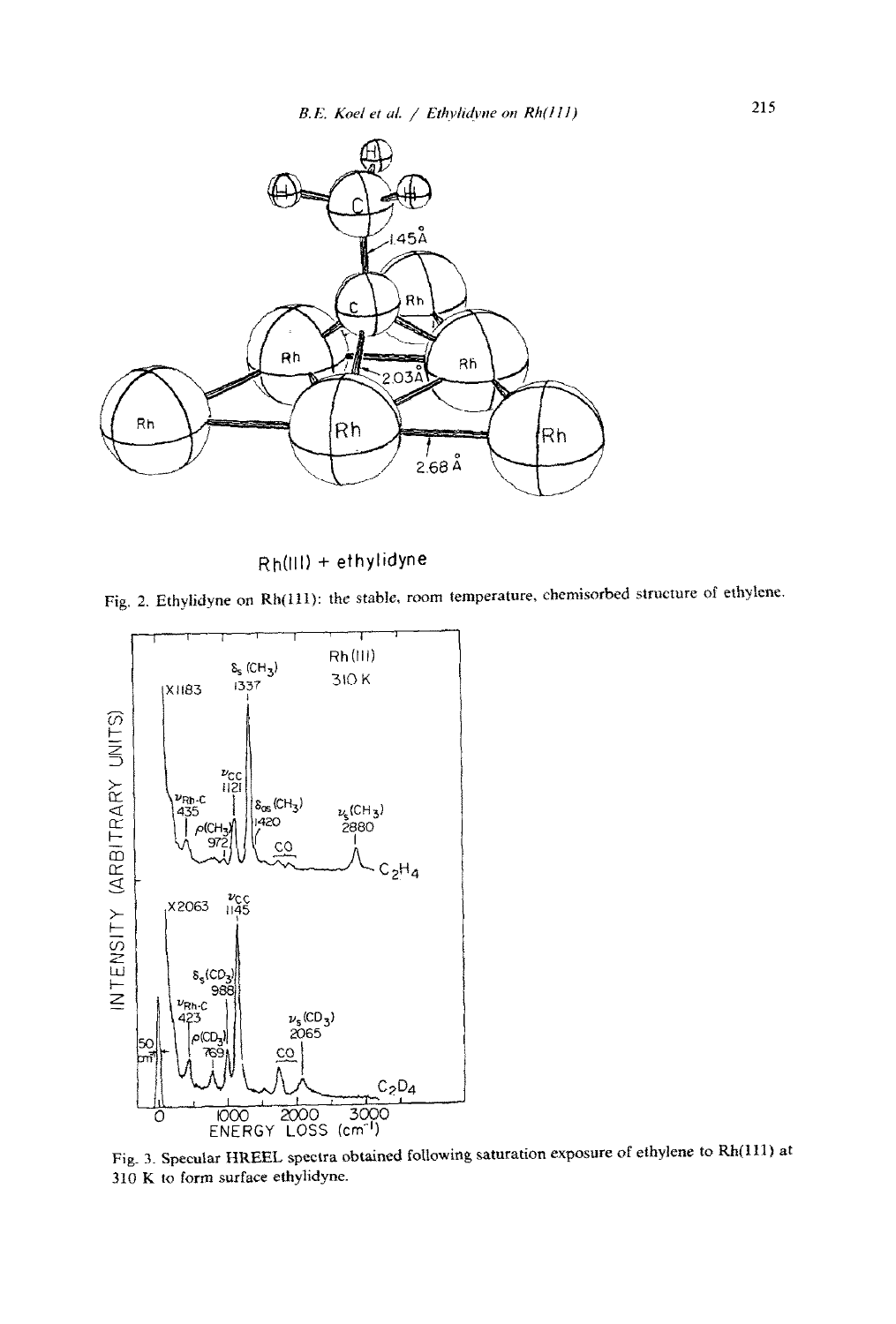Rh(111) + ethylidyne

Fig. 2. Ethylidyne on Rh(111): the stable, room temperature, chemisorbed structure of ethylene.

Fig. 3. Specular HREEL spectra obtained following saturation exposure of ethylene to Rh(111) at 310 K to form surface ethylidyne.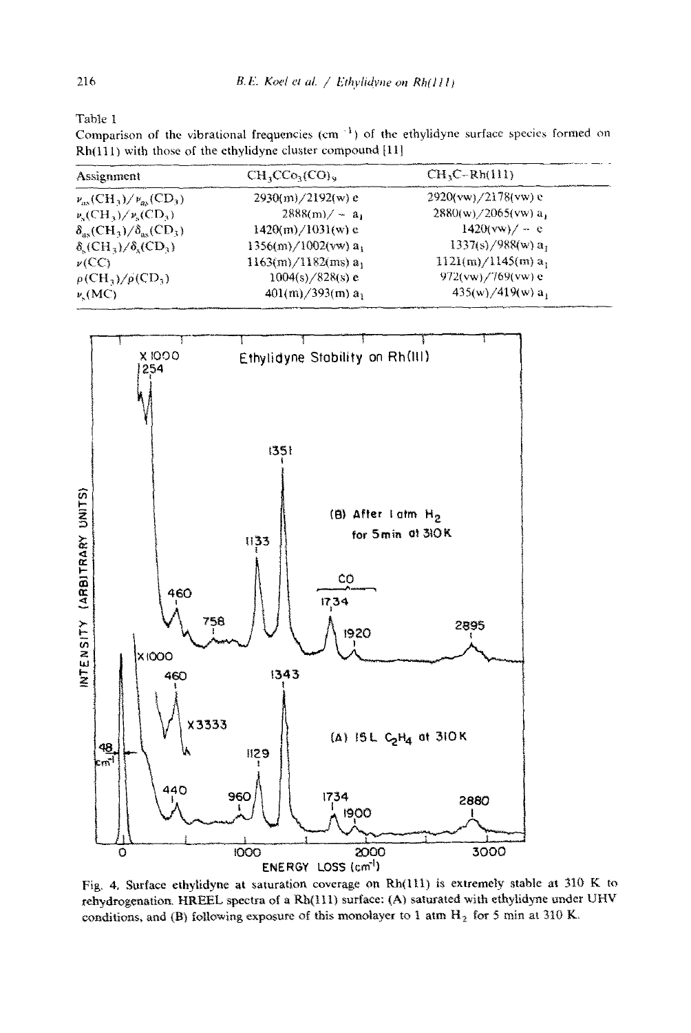Table 1

Comparison of the vibrational frequencies ($cm^{-1}$) of the ethylidyne surface species formed on Rh(111) with those of the ethylidyne cluster compound [11]

| Assignment | $CH_3CCo_3(CO)_9$ | $CH_3C$–Rh(111) |
|---|---|---|
| $\nu_{as}(CH_3)/\nu_{as}(CD_3)$ | 2930(m)/2192(w) e | 2920(vw)/2178(vw) e |
| $\nu_s(CH_3)/\nu_s(CD_3)$ | 2888(m)/ – $a_1$ | 2880(w)/2065(vw) $a_1$ |
| $\delta_{as}(CH_3)/\delta_{as}(CD_3)$ | 1420(m)/1031(w) e | 1420(vw)/ – e |
| $\delta_s(CH_3)/\delta_s(CD_3)$ | 1356(m)/1002(vw) $a_1$ | 1337(s)/988(w) $a_1$ |
| $\nu$(CC) | 1163(m)/1182(ms) $a_1$ | 1121(m)/1145(m) $a_1$ |
| $\rho(CH_3)/\rho(CD_3)$ | 1004(s)/828(s) e | 972(vw)/769(vw) e |
| $\nu_s$(MC) | 401(m)/393(m) $a_1$ | 435(w)/419(w) $a_1$ |

Fig. 4. Surface ethylidyne at saturation coverage on Rh(111) is extremely stable at 310 K to rehydrogenation. HREEL spectra of a Rh(111) surface: (A) saturated with ethylidyne under UHV conditions, and (B) following exposure of this monolayer to 1 atm $H_2$ for 5 min at 310 K.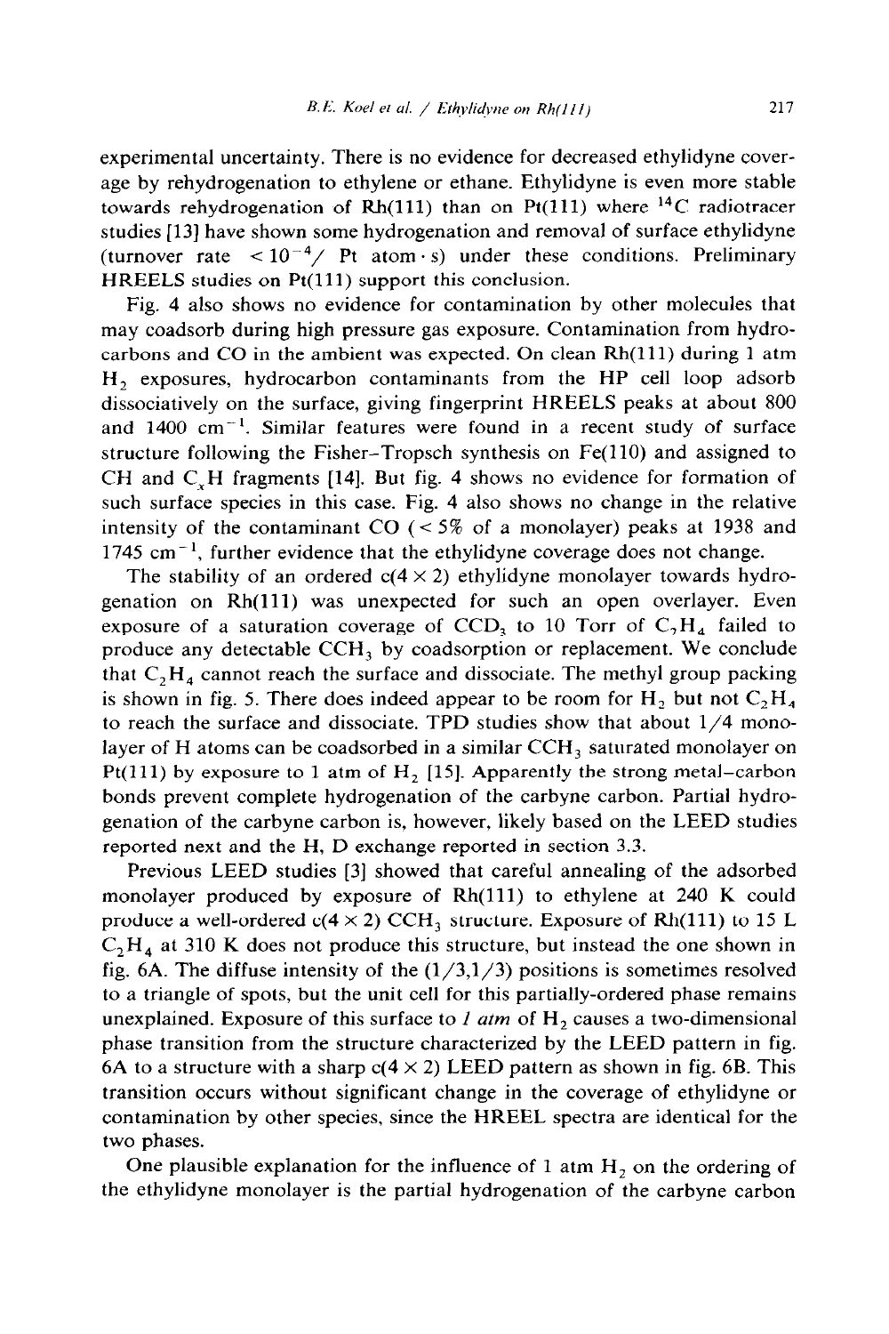experimental uncertainty. There is no evidence for decreased ethylidyne coverage by rehydrogenation to ethylene or ethane. Ethylidyne is even more stable towards rehydrogenation of Rh(111) than on Pt(111) where $^{14}C$ radiotracer studies [13] have shown some hydrogenation and removal of surface ethylidyne (turnover rate $< 10^{-4}$/ Pt atom · s) under these conditions. Preliminary HREELS studies on Pt(111) support this conclusion.

Fig. 4 also shows no evidence for contamination by other molecules that may coadsorb during high pressure gas exposure. Contamination from hydrocarbons and CO in the ambient was expected. On clean Rh(111) during 1 atm $H_2$ exposures, hydrocarbon contaminants from the HP cell loop adsorb dissociatively on the surface, giving fingerprint HREELS peaks at about 800 and 1400 $cm^{-1}$. Similar features were found in a recent study of surface structure following the Fisher–Tropsch synthesis on Fe(110) and assigned to CH and $C_xH$ fragments [14]. But fig. 4 shows no evidence for formation of such surface species in this case. Fig. 4 also shows no change in the relative intensity of the contaminant CO (< 5% of a monolayer) peaks at 1938 and 1745 $cm^{-1}$, further evidence that the ethylidyne coverage does not change.

The stability of an ordered c(4 × 2) ethylidyne monolayer towards hydrogenation on Rh(111) was unexpected for such an open overlayer. Even exposure of a saturation coverage of $CCD_3$ to 10 Torr of $C_2H_4$ failed to produce any detectable $CCH_3$ by coadsorption or replacement. We conclude that $C_2H_4$ cannot reach the surface and dissociate. The methyl group packing is shown in fig. 5. There does indeed appear to be room for $H_2$ but not $C_2H_4$ to reach the surface and dissociate. TPD studies show that about 1/4 monolayer of H atoms can be coadsorbed in a similar $CCH_3$ saturated monolayer on Pt(111) by exposure to 1 atm of $H_2$ [15]. Apparently the strong metal–carbon bonds prevent complete hydrogenation of the carbyne carbon. Partial hydrogenation of the carbyne carbon is, however, likely based on the LEED studies reported next and the H, D exchange reported in section 3.3.

Previous LEED studies [3] showed that careful annealing of the adsorbed monolayer produced by exposure of Rh(111) to ethylene at 240 K could produce a well-ordered c(4 × 2) $CCH_3$ structure. Exposure of Rh(111) to 15 L $C_2H_4$ at 310 K does not produce this structure, but instead the one shown in fig. 6A. The diffuse intensity of the (1/3,1/3) positions is sometimes resolved to a triangle of spots, but the unit cell for this partially-ordered phase remains unexplained. Exposure of this surface to *1 atm* of $H_2$ causes a two-dimensional phase transition from the structure characterized by the LEED pattern in fig. 6A to a structure with a sharp c(4 × 2) LEED pattern as shown in fig. 6B. This transition occurs without significant change in the coverage of ethylidyne or contamination by other species, since the HREEL spectra are identical for the two phases.

One plausible explanation for the influence of 1 atm $H_2$ on the ordering of the ethylidyne monolayer is the partial hydrogenation of the carbyne carbon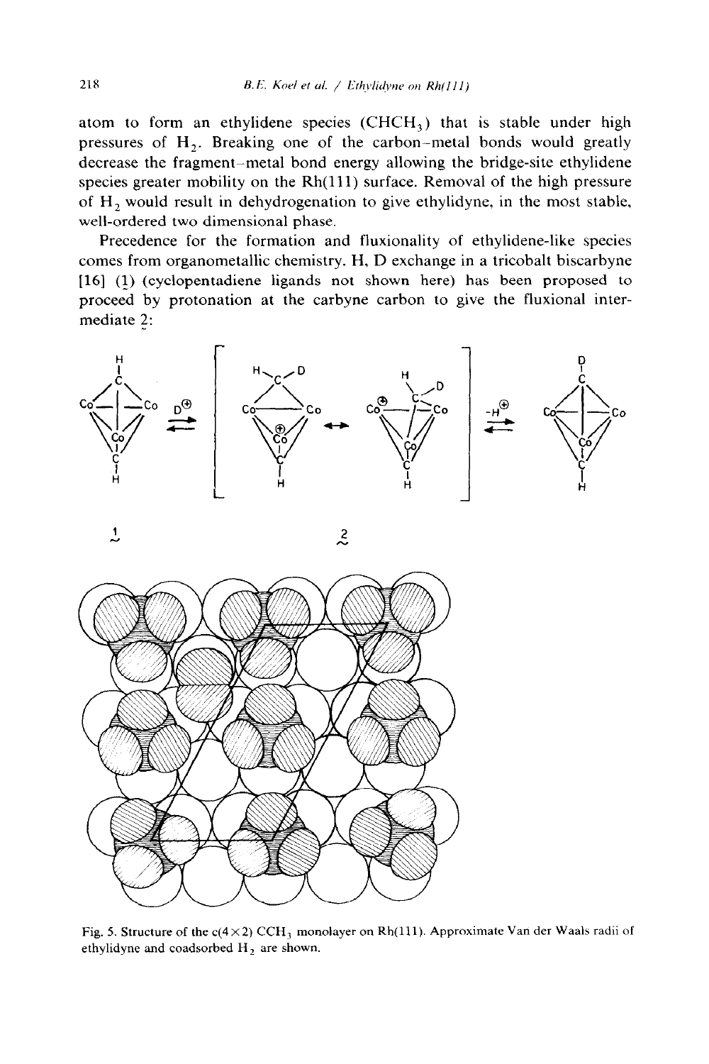atom to form an ethylidene species ($CHCH_3$) that is stable under high pressures of $H_2$. Breaking one of the carbon–metal bonds would greatly decrease the fragment–metal bond energy allowing the bridge-site ethylidene species greater mobility on the Rh(111) surface. Removal of the high pressure of $H_2$ would result in dehydrogenation to give ethylidyne, in the most stable, well-ordered two dimensional phase.

Precedence for the formation and fluxionality of ethylidene-like species comes from organometallic chemistry. H, D exchange in a tricobalt biscarbyne [16] (1) (cyclopentadiene ligands not shown here) has been proposed to proceed by protonation at the carbyne carbon to give the fluxional intermediate 2:

Fig. 5. Structure of the c(4×2) $CCH_3$ monolayer on Rh(111). Approximate Van der Waals radii of ethylidyne and coadsorbed $H_2$ are shown.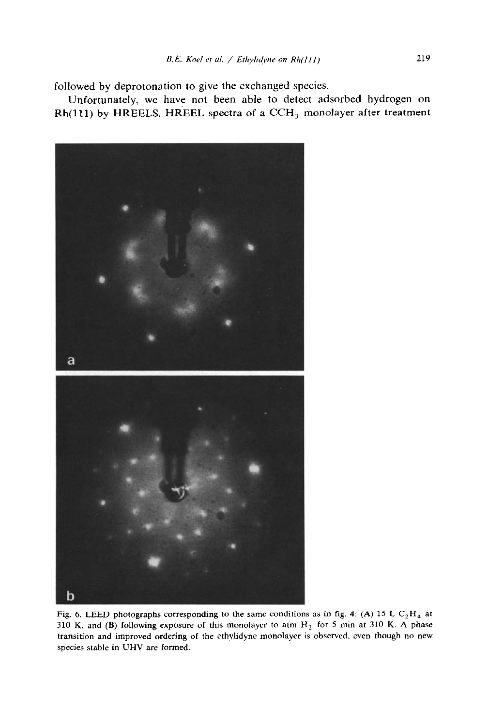followed by deprotonation to give the exchanged species.

Unfortunately, we have not been able to detect adsorbed hydrogen on Rh(111) by HREELS. HREEL spectra of a $CCH_3$ monolayer after treatment

Fig. 6. LEED photographs corresponding to the same conditions as in fig. 4: (A) 15 L $C_2H_4$ at 310 K, and (B) following exposure of this monolayer to atm $H_2$ for 5 min at 310 K. A phase transition and improved ordering of the ethylidyne monolayer is observed, even though no new species stable in UHV are formed.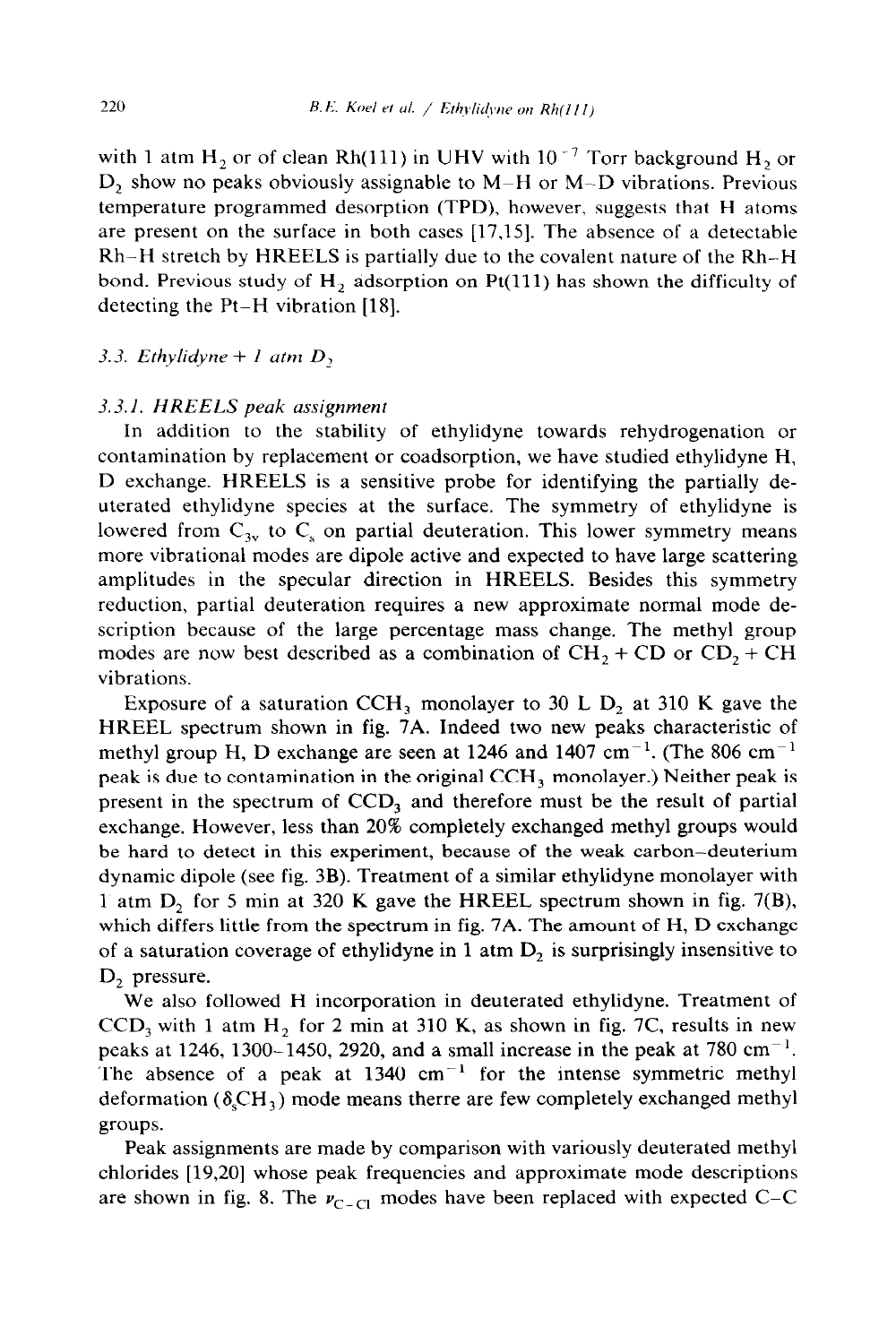with 1 atm $H_2$ or of clean Rh(111) in UHV with $10^{-7}$ Torr background $H_2$ or $D_2$ show no peaks obviously assignable to M–H or M–D vibrations. Previous temperature programmed desorption (TPD), however, suggests that H atoms are present on the surface in both cases [17,15]. The absence of a detectable Rh–H stretch by HREELS is partially due to the covalent nature of the Rh–H bond. Previous study of $H_2$ adsorption on Pt(111) has shown the difficulty of detecting the Pt–H vibration [18].

### *3.3. Ethylidyne + 1 atm $D_2$*

#### *3.3.1. HREELS peak assignment*

In addition to the stability of ethylidyne towards rehydrogenation or contamination by replacement or coadsorption, we have studied ethylidyne H, D exchange. HREELS is a sensitive probe for identifying the partially deuterated ethylidyne species at the surface. The symmetry of ethylidyne is lowered from $C_{3v}$ to $C_s$ on partial deuteration. This lower symmetry means more vibrational modes are dipole active and expected to have large scattering amplitudes in the specular direction in HREELS. Besides this symmetry reduction, partial deuteration requires a new approximate normal mode description because of the large percentage mass change. The methyl group modes are now best described as a combination of $CH_2 + CD$ or $CD_2 + CH$ vibrations.

Exposure of a saturation $CCH_3$ monolayer to 30 L $D_2$ at 310 K gave the HREEL spectrum shown in fig. 7A. Indeed two new peaks characteristic of methyl group H, D exchange are seen at 1246 and 1407 $cm^{-1}$. (The 806 $cm^{-1}$ peak is due to contamination in the original $CCH_3$ monolayer.) Neither peak is present in the spectrum of $CCD_3$ and therefore must be the result of partial exchange. However, less than 20% completely exchanged methyl groups would be hard to detect in this experiment, because of the weak carbon–deuterium dynamic dipole (see fig. 3B). Treatment of a similar ethylidyne monolayer with 1 atm $D_2$ for 5 min at 320 K gave the HREEL spectrum shown in fig. 7(B), which differs little from the spectrum in fig. 7A. The amount of H, D exchange of a saturation coverage of ethylidyne in 1 atm $D_2$ is surprisingly insensitive to $D_2$ pressure.

We also followed H incorporation in deuterated ethylidyne. Treatment of $CCD_3$ with 1 atm $H_2$ for 2 min at 310 K, as shown in fig. 7C, results in new peaks at 1246, 1300–1450, 2920, and a small increase in the peak at 780 $cm^{-1}$. The absence of a peak at 1340 $cm^{-1}$ for the intense symmetric methyl deformation ($\delta_s CH_3$) mode means therre are few completely exchanged methyl groups.

Peak assignments are made by comparison with variously deuterated methyl chlorides [19,20] whose peak frequencies and approximate mode descriptions are shown in fig. 8. The $\nu_{C-Cl}$ modes have been replaced with expected C–C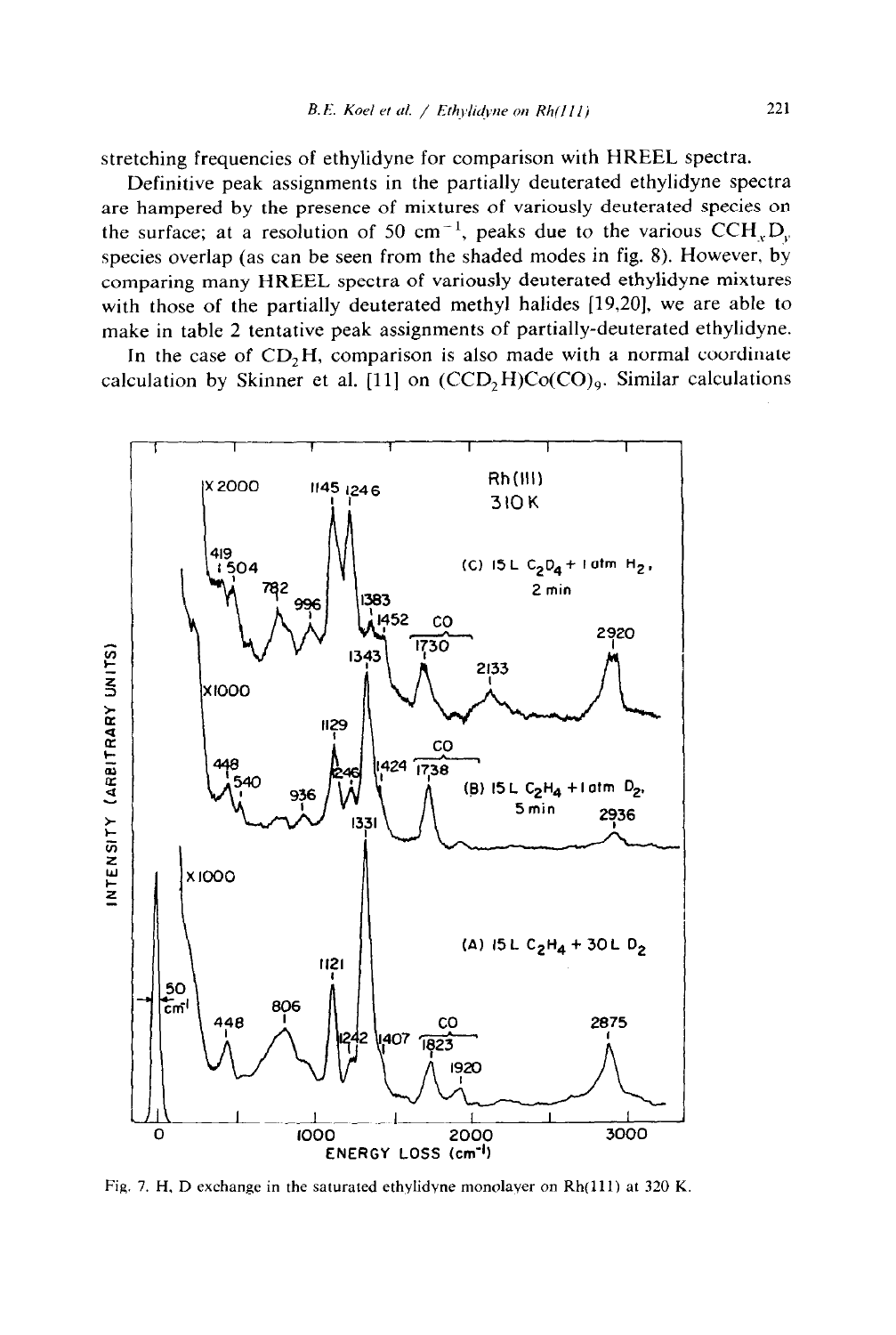stretching frequencies of ethylidyne for comparison with HREEL spectra.

Definitive peak assignments in the partially deuterated ethylidyne spectra are hampered by the presence of mixtures of variously deuterated species on the surface; at a resolution of 50 $cm^{-1}$, peaks due to the various $CCH_xD_y$ species overlap (as can be seen from the shaded modes in fig. 8). However, by comparing many HREEL spectra of variously deuterated ethylidyne mixtures with those of the partially deuterated methyl halides [19,20], we are able to make in table 2 tentative peak assignments of partially-deuterated ethylidyne.

In the case of $CD_2H$, comparison is also made with a normal coordinate calculation by Skinner et al. [11] on $(CCD_2H)Co(CO)_9$. Similar calculations

Fig. 7. H, D exchange in the saturated ethylidyne monolayer on Rh(111) at 320 K.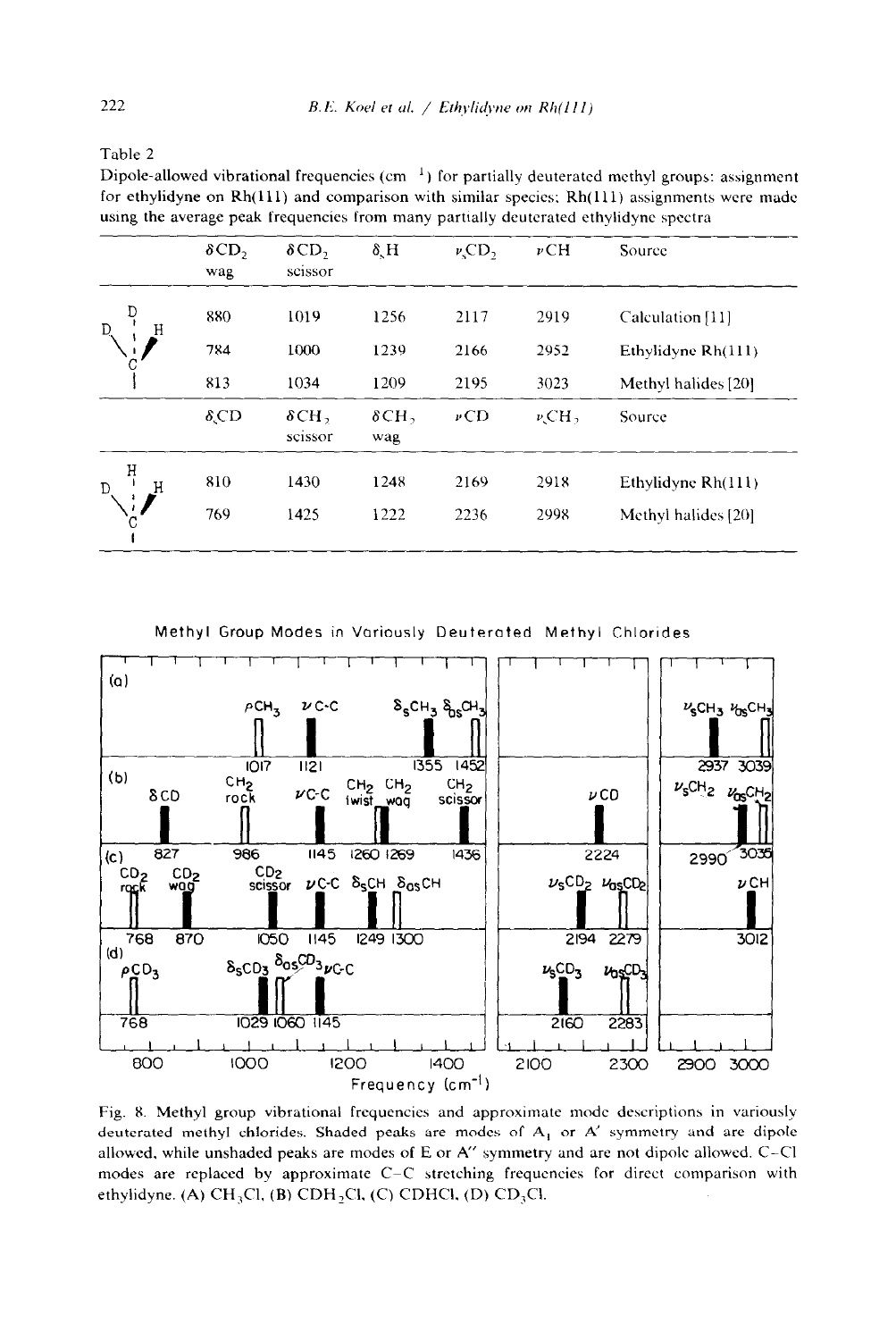Table 2

Dipole-allowed vibrational frequencies ($cm^{-1}$) for partially deuterated methyl groups: assignment for ethylidyne on Rh(111) and comparison with similar species; Rh(111) assignments were made using the average peak frequencies from many partially deuterated ethylidyne spectra

| | $\delta CD_2$ wag | $\delta CD_2$ scissor | $\delta_s H$ | $\nu_s CD_2$ | $\nu CH$ | Source |
|---|---|---|---|---|---|---|
| $CD_2H$ | 880 | 1019 | 1256 | 2117 | 2919 | Calculation [11] |
| | 784 | 1000 | 1239 | 2166 | 2952 | Ethylidyne Rh(111) |
| | 813 | 1034 | 1209 | 2195 | 3023 | Methyl halides [20] |
| | $\delta_s CD$ | $\delta CH_2$ scissor | $\delta CH_2$ wag | $\nu CD$ | $\nu_s CH_2$ | Source |
| $CDH_2$ | 810 | 1430 | 1248 | 2169 | 2918 | Ethylidyne Rh(111) |
| | 769 | 1425 | 1222 | 2236 | 2998 | Methyl halides [20] |

Methyl Group Modes in Variously Deuterated Methyl Chlorides

Fig. 8. Methyl group vibrational frequencies and approximate mode descriptions in variously deuterated methyl chlorides. Shaded peaks are modes of $A_1$ or $A'$ symmetry and are dipole allowed, while unshaded peaks are modes of E or $A''$ symmetry and are not dipole allowed. C–Cl modes are replaced by approximate C–C stretching frequencies for direct comparison with ethylidyne. (A) $CH_3Cl$, (B) $CDH_2Cl$, (C) $CDHCl$, (D) $CD_3Cl$.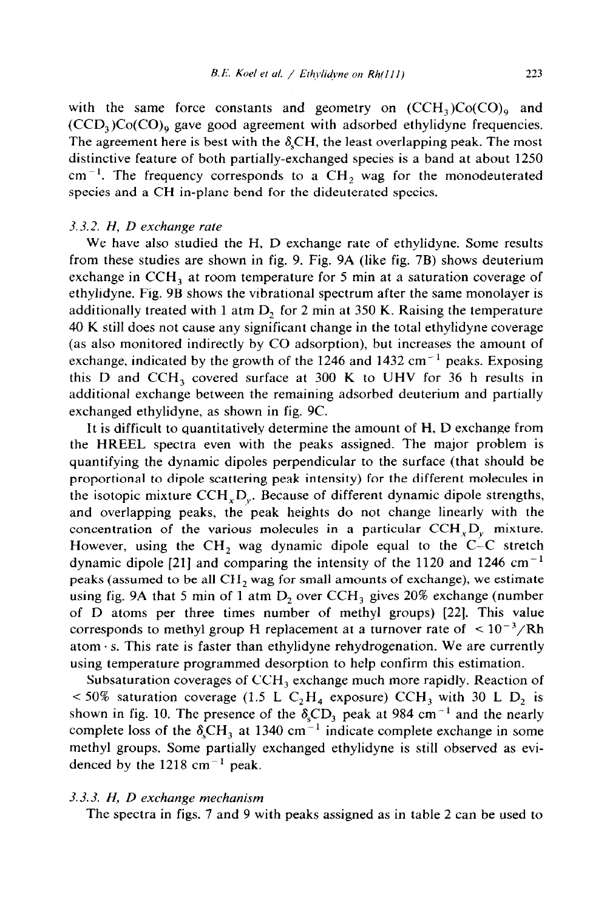with the same force constants and geometry on $(CCH_3)Co(CO)_9$ and $(CCD_3)Co(CO)_9$ gave good agreement with adsorbed ethylidyne frequencies. The agreement here is best with the $\delta_s CH$, the least overlapping peak. The most distinctive feature of both partially-exchanged species is a band at about 1250 $cm^{-1}$. The frequency corresponds to a $CH_2$ wag for the monodeuterated species and a CH in-plane bend for the dideuterated species.

### 3.3.2. H, D exchange rate

We have also studied the H, D exchange rate of ethylidyne. Some results from these studies are shown in fig. 9. Fig. 9A (like fig. 7B) shows deuterium exchange in $CCH_3$ at room temperature for 5 min at a saturation coverage of ethylidyne. Fig. 9B shows the vibrational spectrum after the same monolayer is additionally treated with 1 atm $D_2$ for 2 min at 350 K. Raising the temperature 40 K still does not cause any significant change in the total ethylidyne coverage (as also monitored indirectly by CO adsorption), but increases the amount of exchange, indicated by the growth of the 1246 and 1432 $cm^{-1}$ peaks. Exposing this D and $CCH_3$ covered surface at 300 K to UHV for 36 h results in additional exchange between the remaining adsorbed deuterium and partially exchanged ethylidyne, as shown in fig. 9C.

It is difficult to quantitatively determine the amount of H, D exchange from the HREEL spectra even with the peaks assigned. The major problem is quantifying the dynamic dipoles perpendicular to the surface (that should be proportional to dipole scattering peak intensity) for the different molecules in the isotopic mixture $CCH_xD_y$. Because of different dynamic dipole strengths, and overlapping peaks, the peak heights do not change linearly with the concentration of the various molecules in a particular $CCH_xD_y$ mixture. However, using the $CH_2$ wag dynamic dipole equal to the C–C stretch dynamic dipole [21] and comparing the intensity of the 1120 and 1246 $cm^{-1}$ peaks (assumed to be all $CH_2$ wag for small amounts of exchange), we estimate using fig. 9A that 5 min of 1 atm $D_2$ over $CCH_3$ gives 20% exchange (number of D atoms per three times number of methyl groups) [22]. This value corresponds to methyl group H replacement at a turnover rate of $< 10^{-3}$/Rh atom · s. This rate is faster than ethylidyne rehydrogenation. We are currently using temperature programmed desorption to help confirm this estimation.

Subsaturation coverages of $CCH_3$ exchange much more rapidly. Reaction of < 50% saturation coverage (1.5 L $C_2H_4$ exposure) $CCH_3$ with 30 L $D_2$ is shown in fig. 10. The presence of the $\delta_s CD_3$ peak at 984 $cm^{-1}$ and the nearly complete loss of the $\delta_s CH_3$ at 1340 $cm^{-1}$ indicate complete exchange in some methyl groups. Some partially exchanged ethylidyne is still observed as evidenced by the 1218 $cm^{-1}$ peak.

### 3.3.3. H, D exchange mechanism

The spectra in figs. 7 and 9 with peaks assigned as in table 2 can be used to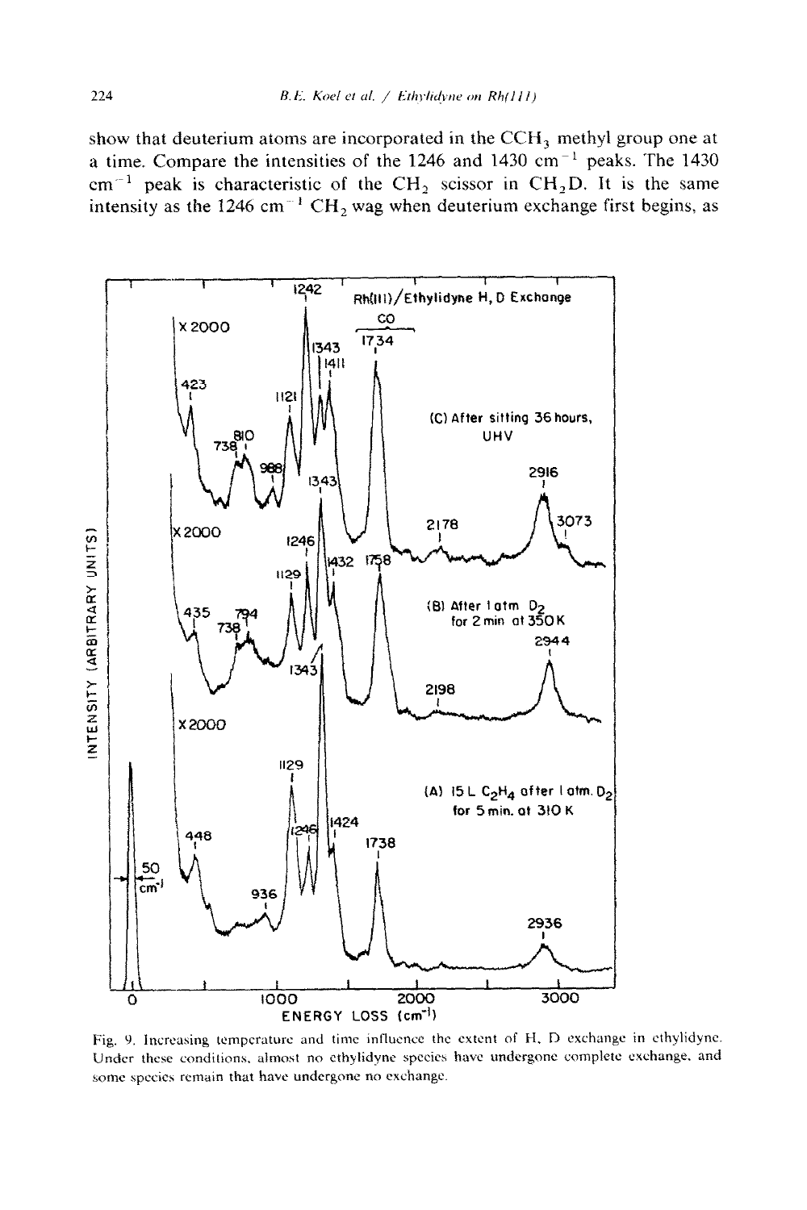show that deuterium atoms are incorporated in the $CCH_3$ methyl group one at a time. Compare the intensities of the 1246 and 1430 $cm^{-1}$ peaks. The 1430 $cm^{-1}$ peak is characteristic of the $CH_2$ scissor in $CH_2D$. It is the same intensity as the 1246 $cm^{-1}$ $CH_2$ wag when deuterium exchange first begins, as

Fig. 9. Increasing temperature and time influence the extent of H, D exchange in ethylidyne. Under these conditions, almost no ethylidyne species have undergone complete exchange, and some species remain that have undergone no exchange.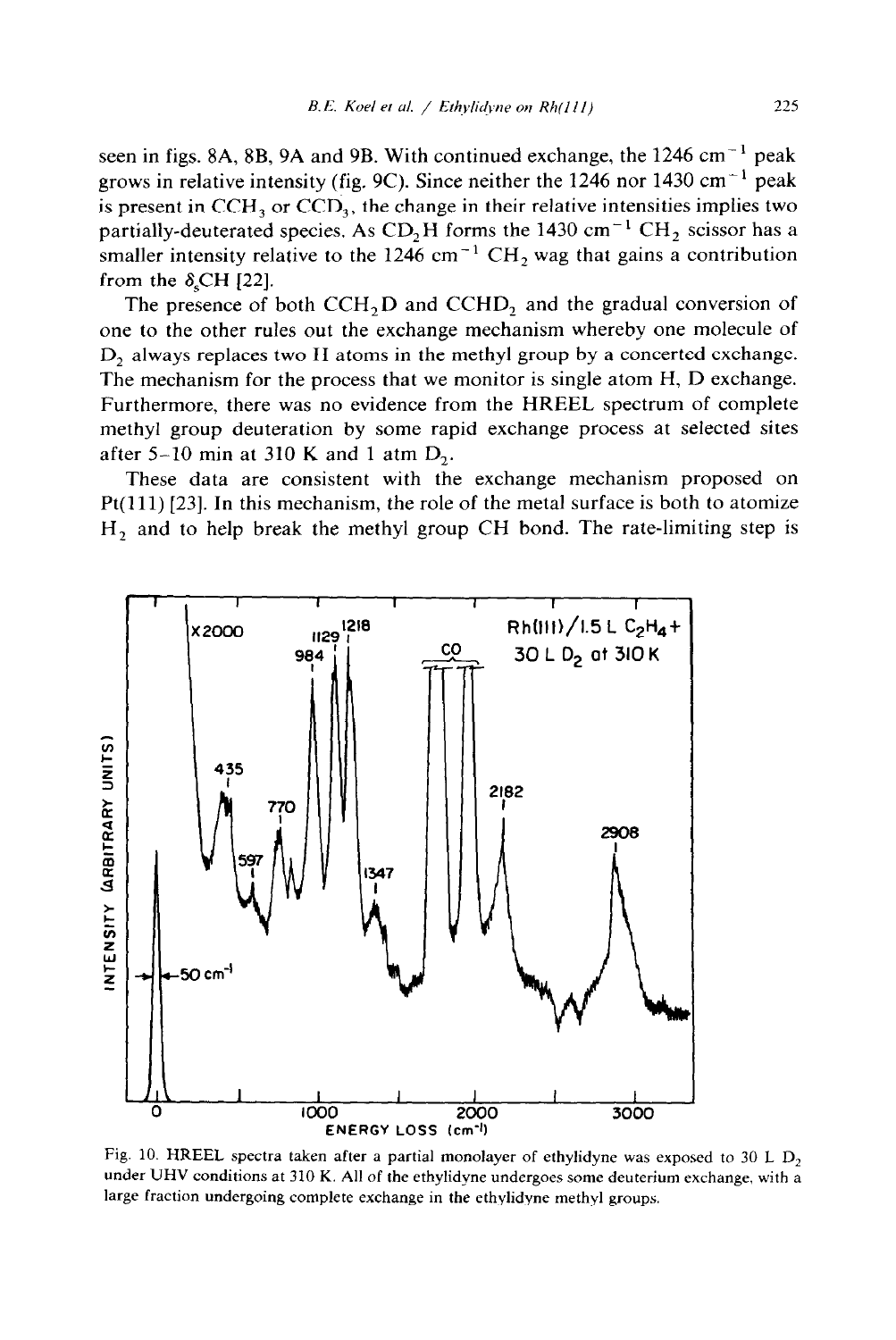seen in figs. 8A, 8B, 9A and 9B. With continued exchange, the 1246 cm$^{-1}$ peak grows in relative intensity (fig. 9C). Since neither the 1246 nor 1430 cm$^{-1}$ peak is present in $CCH_3$ or $CCD_3$, the change in their relative intensities implies two partially-deuterated species. As $CD_2H$ forms the 1430 cm$^{-1}$ $CH_2$ scissor has a smaller intensity relative to the 1246 cm$^{-1}$ $CH_2$ wag that gains a contribution from the $\delta_s$CH [22].

The presence of both $CCH_2D$ and $CCHD_2$ and the gradual conversion of one to the other rules out the exchange mechanism whereby one molecule of $D_2$ always replaces two H atoms in the methyl group by a concerted exchange. The mechanism for the process that we monitor is single atom H, D exchange. Furthermore, there was no evidence from the HREEL spectrum of complete methyl group deuteration by some rapid exchange process at selected sites after 5–10 min at 310 K and 1 atm $D_2$.

These data are consistent with the exchange mechanism proposed on Pt(111) [23]. In this mechanism, the role of the metal surface is both to atomize $H_2$ and to help break the methyl group CH bond. The rate-limiting step is

Fig. 10. HREEL spectra taken after a partial monolayer of ethylidyne was exposed to 30 L $D_2$ under UHV conditions at 310 K. All of the ethylidyne undergoes some deuterium exchange, with a large fraction undergoing complete exchange in the ethylidyne methyl groups.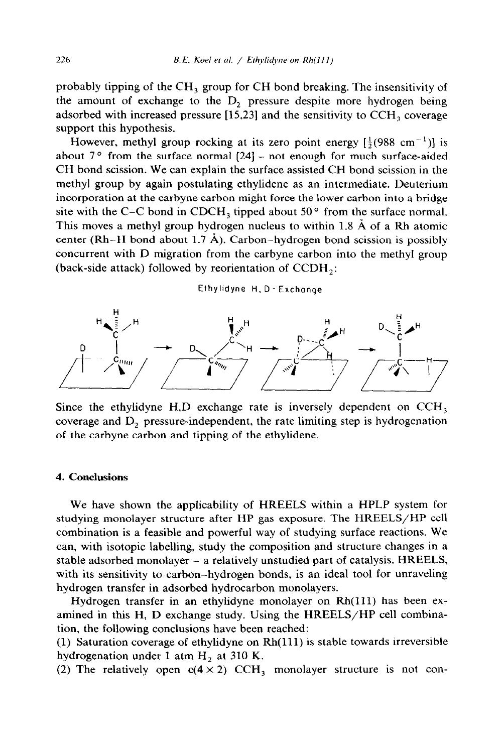probably tipping of the $CH_3$ group for CH bond breaking. The insensitivity of the amount of exchange to the $D_2$ pressure despite more hydrogen being adsorbed with increased pressure [15,23] and the sensitivity to $CCH_3$ coverage support this hypothesis.

However, methyl group rocking at its zero point energy [$\frac{1}{2}(988\ \text{cm}^{-1})$] is about 7° from the surface normal [24] – not enough for much surface-aided CH bond scission. We can explain the surface assisted CH bond scission in the methyl group by again postulating ethylidene as an intermediate. Deuterium incorporation at the carbyne carbon might force the lower carbon into a bridge site with the C–C bond in $CDCH_3$ tipped about 50° from the surface normal. This moves a methyl group hydrogen nucleus to within 1.8 Å of a Rh atomic center (Rh–H bond about 1.7 Å). Carbon–hydrogen bond scission is possibly concurrent with D migration from the carbyne carbon into the methyl group (back-side attack) followed by reorientation of $CCDH_2$:

Ethylidyne H, D - Exchange

Since the ethylidyne H,D exchange rate is inversely dependent on $CCH_3$ coverage and $D_2$ pressure-independent, the rate limiting step is hydrogenation of the carbyne carbon and tipping of the ethylidene.

## 4. Conclusions

We have shown the applicability of HREELS within a HPLP system for studying monolayer structure after HP gas exposure. The HREELS/HP cell combination is a feasible and powerful way of studying surface reactions. We can, with isotopic labelling, study the composition and structure changes in a stable adsorbed monolayer – a relatively unstudied part of catalysis. HREELS, with its sensitivity to carbon–hydrogen bonds, is an ideal tool for unraveling hydrogen transfer in adsorbed hydrocarbon monolayers.

Hydrogen transfer in an ethylidyne monolayer on Rh(111) has been examined in this H, D exchange study. Using the HREELS/HP cell combination, the following conclusions have been reached:

(1) Saturation coverage of ethylidyne on Rh(111) is stable towards irreversible hydrogenation under 1 atm $H_2$ at 310 K.

(2) The relatively open c(4 × 2) $CCH_3$ monolayer structure is not con-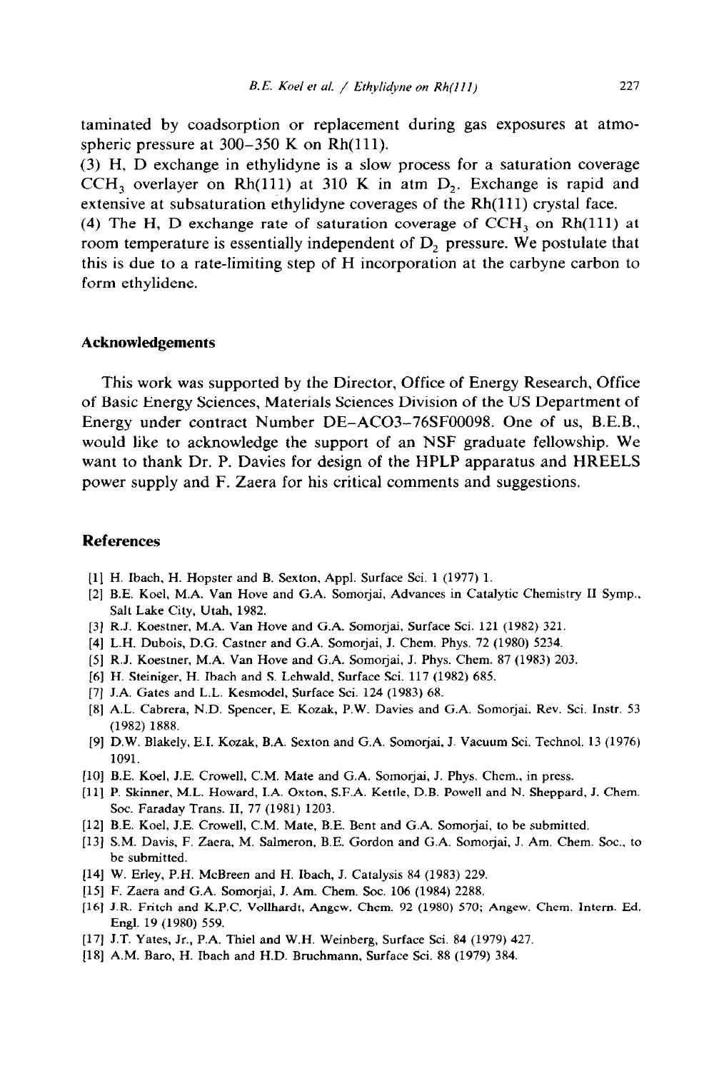taminated by coadsorption or replacement during gas exposures at atmospheric pressure at 300–350 K on Rh(111).

(3) H, D exchange in ethylidyne is a slow process for a saturation coverage $CCH_3$ overlayer on Rh(111) at 310 K in atm $D_2$. Exchange is rapid and extensive at subsaturation ethylidyne coverages of the Rh(111) crystal face.

(4) The H, D exchange rate of saturation coverage of $CCH_3$ on Rh(111) at room temperature is essentially independent of $D_2$ pressure. We postulate that this is due to a rate-limiting step of H incorporation at the carbyne carbon to form ethylidene.

## Acknowledgements

This work was supported by the Director, Office of Energy Research, Office of Basic Energy Sciences, Materials Sciences Division of the US Department of Energy under contract Number DE-AC03-76SF00098. One of us, B.E.B., would like to acknowledge the support of an NSF graduate fellowship. We want to thank Dr. P. Davies for design of the HPLP apparatus and HREELS power supply and F. Zaera for his critical comments and suggestions.

## References

[1] H. Ibach, H. Hopster and B. Sexton, Appl. Surface Sci. 1 (1977) 1.
[2] B.E. Koel, M.A. Van Hove and G.A. Somorjai, Advances in Catalytic Chemistry II Symp., Salt Lake City, Utah, 1982.
[3] R.J. Koestner, M.A. Van Hove and G.A. Somorjai, Surface Sci. 121 (1982) 321.
[4] L.H. Dubois, D.G. Castner and G.A. Somorjai, J. Chem. Phys. 72 (1980) 5234.
[5] R.J. Koestner, M.A. Van Hove and G.A. Somorjai, J. Phys. Chem. 87 (1983) 203.
[6] H. Steiniger, H. Ibach and S. Lehwald, Surface Sci. 117 (1982) 685.
[7] J.A. Gates and L.L. Kesmodel, Surface Sci. 124 (1983) 68.
[8] A.L. Cabrera, N.D. Spencer, E. Kozak, P.W. Davies and G.A. Somorjai, Rev. Sci. Instr. 53 (1982) 1888.
[9] D.W. Blakely, E.I. Kozak, B.A. Sexton and G.A. Somorjai, J. Vacuum Sci. Technol. 13 (1976) 1091.
[10] B.E. Koel, J.E. Crowell, C.M. Mate and G.A. Somorjai, J. Phys. Chem., in press.
[11] P. Skinner, M.L. Howard, I.A. Oxton, S.F.A. Kettle, D.B. Powell and N. Sheppard, J. Chem. Soc. Faraday Trans. II, 77 (1981) 1203.
[12] B.E. Koel, J.E. Crowell, C.M. Mate, B.E. Bent and G.A. Somorjai, to be submitted.
[13] S.M. Davis, F. Zaera, M. Salmeron, B.E. Gordon and G.A. Somorjai, J. Am. Chem. Soc., to be submitted.
[14] W. Erley, P.H. McBreen and H. Ibach, J. Catalysis 84 (1983) 229.
[15] F. Zaera and G.A. Somorjai, J. Am. Chem. Soc. 106 (1984) 2288.
[16] J.R. Fritch and K.P.C. Vollhardt, Angew. Chem. 92 (1980) 570; Angew. Chem. Intern. Ed. Engl. 19 (1980) 559.
[17] J.T. Yates, Jr., P.A. Thiel and W.H. Weinberg, Surface Sci. 84 (1979) 427.
[18] A.M. Baro, H. Ibach and H.D. Bruchmann, Surface Sci. 88 (1979) 384.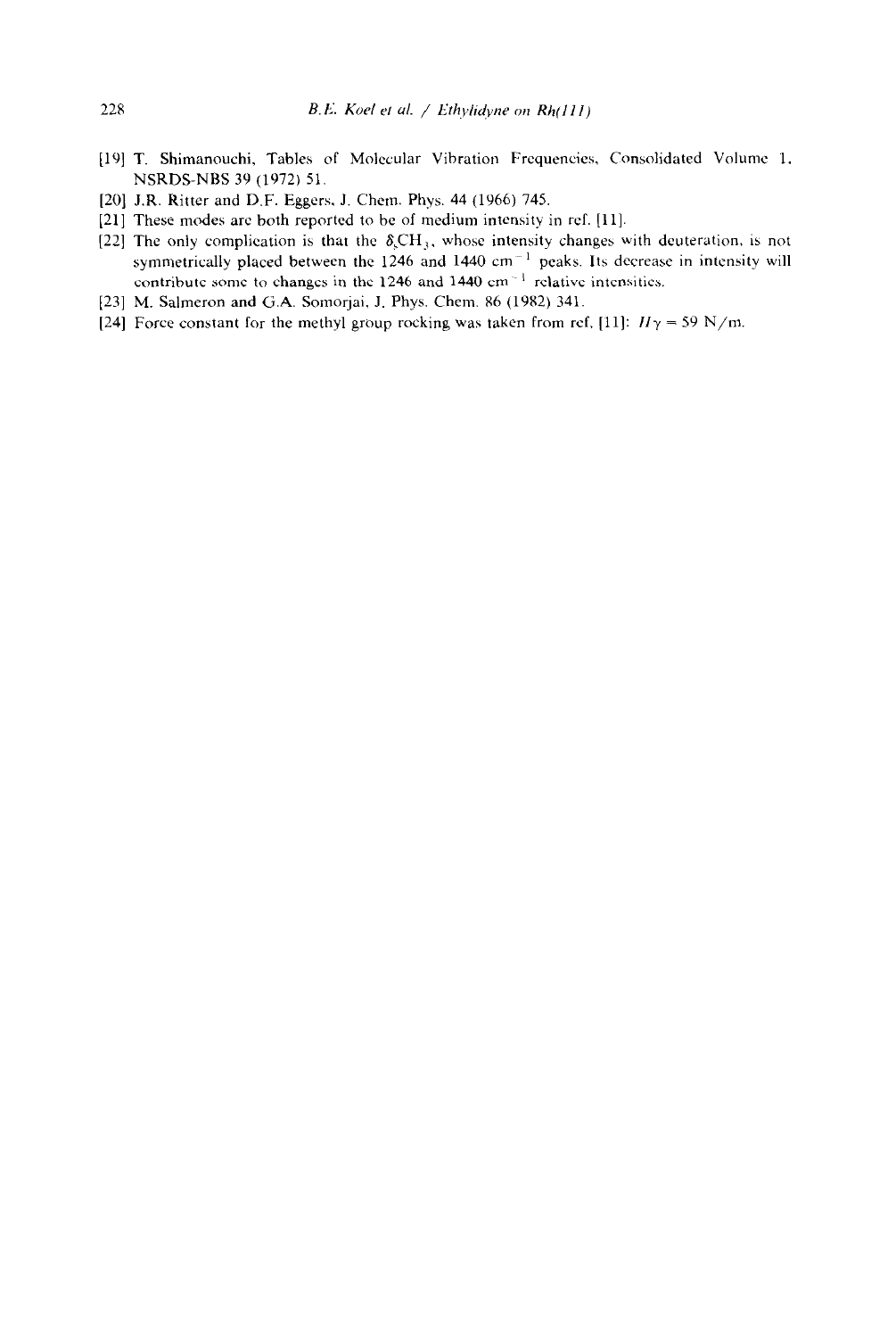[19] T. Shimanouchi, Tables of Molecular Vibration Frequencies, Consolidated Volume 1, NSRDS-NBS 39 (1972) 51.

[20] J.R. Ritter and D.F. Eggers, J. Chem. Phys. 44 (1966) 745.

[21] These modes are both reported to be of medium intensity in ref. [11].

[22] The only complication is that the $\delta_s CH_3$, whose intensity changes with deuteration, is not symmetrically placed between the 1246 and 1440 $cm^{-1}$ peaks. Its decrease in intensity will contribute some to changes in the 1246 and 1440 $cm^{-1}$ relative intensities.

[23] M. Salmeron and G.A. Somorjai, J. Phys. Chem. 86 (1982) 341.

[24] Force constant for the methyl group rocking was taken from ref. [11]: $H\gamma = 59$ N/m.